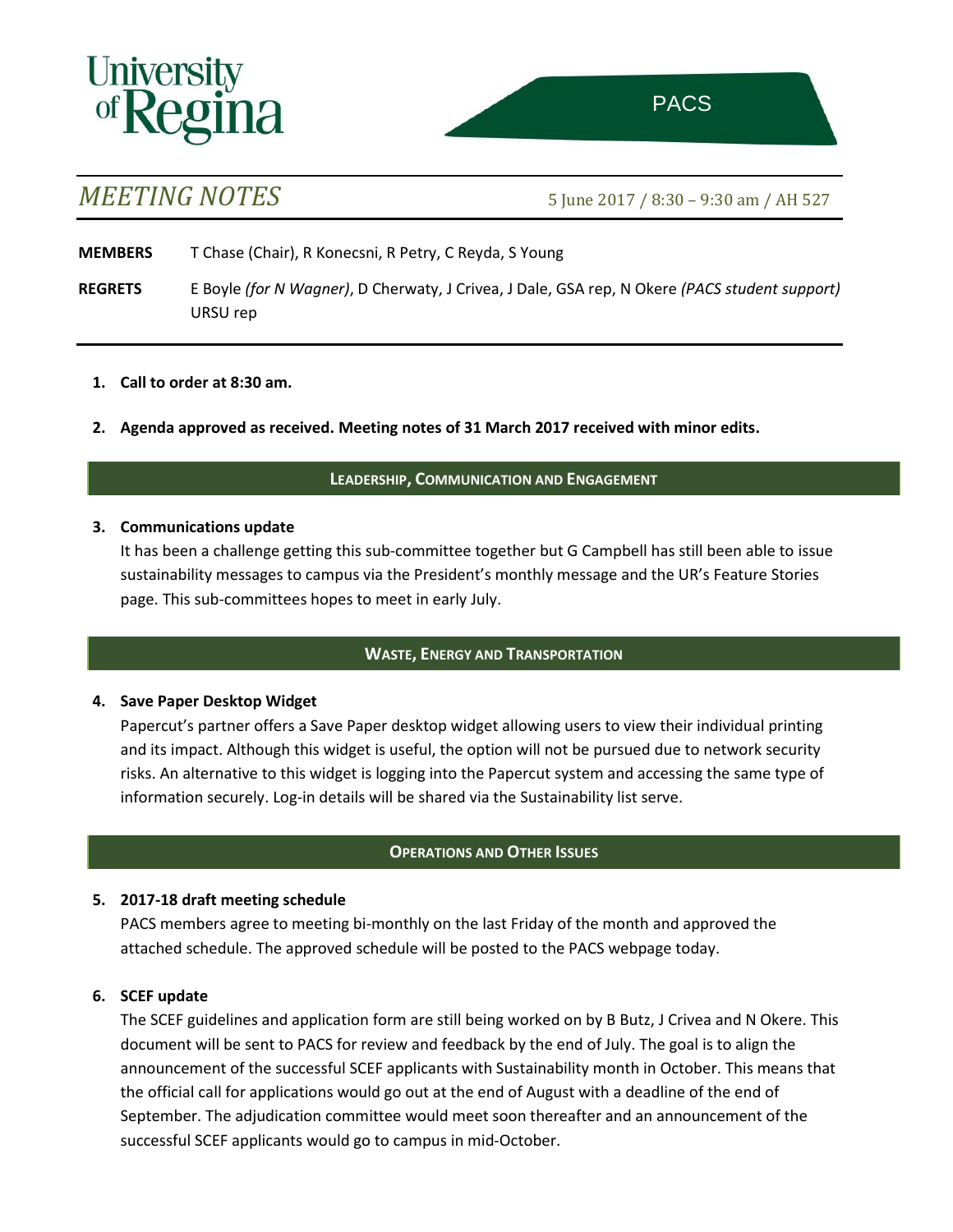University of Regina

PACS

# MEETING NOTES

5 June 2017 / 8:30 – 9:30 am / AH 527

**MEMBERS** T Chase (Chair), R Konecsni, R Petry, C Reyda, S Young

**REGRETS** E Boyle *(for N Wagner)*, D Cherwaty, J Crivea, J Dale, GSA rep, N Okere *(PACS student support)* URSU rep

1. **Call to order at 8:30 am.**

2. **Agenda approved as received. Meeting notes of 31 March 2017 received with minor edits.**

## LEADERSHIP, COMMUNICATION AND ENGAGEMENT

3. **Communications update**

   It has been a challenge getting this sub-committee together but G Campbell has still been able to issue sustainability messages to campus via the President's monthly message and the UR's Feature Stories page. This sub-committees hopes to meet in early July.

## WASTE, ENERGY AND TRANSPORTATION

4. **Save Paper Desktop Widget**

   Papercut's partner offers a Save Paper desktop widget allowing users to view their individual printing and its impact. Although this widget is useful, the option will not be pursued due to network security risks. An alternative to this widget is logging into the Papercut system and accessing the same type of information securely. Log-in details will be shared via the Sustainability list serve.

## OPERATIONS AND OTHER ISSUES

5. **2017-18 draft meeting schedule**

   PACS members agree to meeting bi-monthly on the last Friday of the month and approved the attached schedule. The approved schedule will be posted to the PACS webpage today.

6. **SCEF update**

   The SCEF guidelines and application form are still being worked on by B Butz, J Crivea and N Okere. This document will be sent to PACS for review and feedback by the end of July. The goal is to align the announcement of the successful SCEF applicants with Sustainability month in October. This means that the official call for applications would go out at the end of August with a deadline of the end of September. The adjudication committee would meet soon thereafter and an announcement of the successful SCEF applicants would go to campus in mid-October.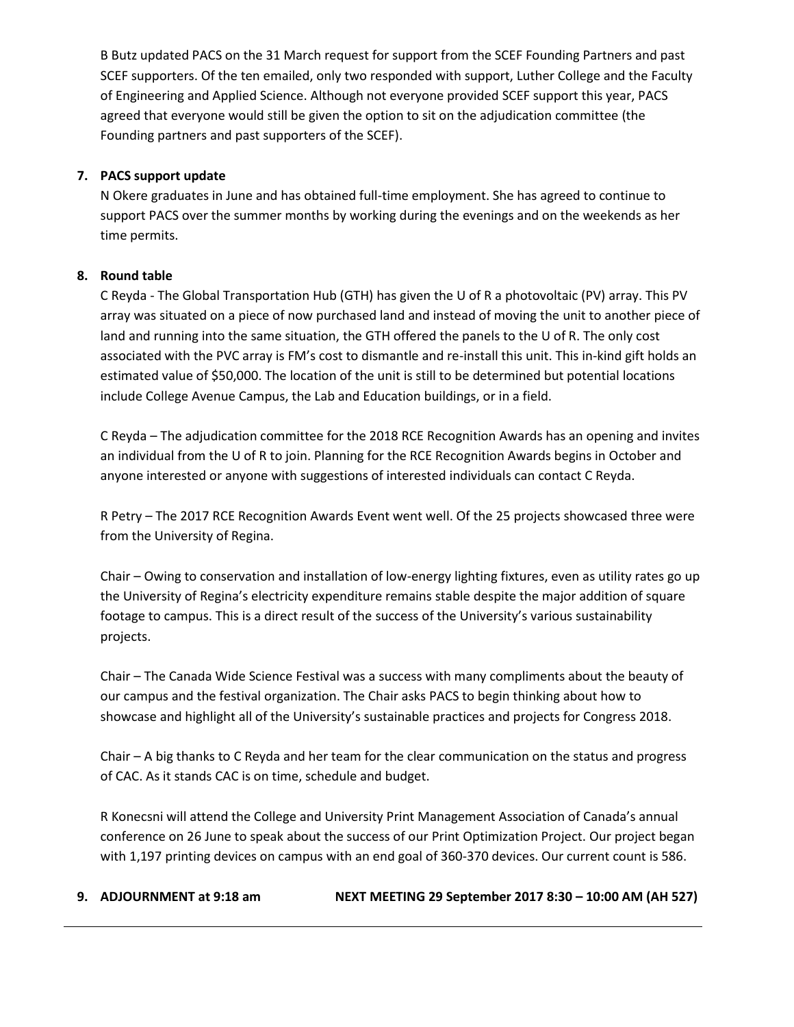B Butz updated PACS on the 31 March request for support from the SCEF Founding Partners and past SCEF supporters. Of the ten emailed, only two responded with support, Luther College and the Faculty of Engineering and Applied Science. Although not everyone provided SCEF support this year, PACS agreed that everyone would still be given the option to sit on the adjudication committee (the Founding partners and past supporters of the SCEF).

**7. PACS support update**

N Okere graduates in June and has obtained full-time employment. She has agreed to continue to support PACS over the summer months by working during the evenings and on the weekends as her time permits.

**8. Round table**

C Reyda - The Global Transportation Hub (GTH) has given the U of R a photovoltaic (PV) array. This PV array was situated on a piece of now purchased land and instead of moving the unit to another piece of land and running into the same situation, the GTH offered the panels to the U of R. The only cost associated with the PVC array is FM's cost to dismantle and re-install this unit. This in-kind gift holds an estimated value of $50,000. The location of the unit is still to be determined but potential locations include College Avenue Campus, the Lab and Education buildings, or in a field.

C Reyda – The adjudication committee for the 2018 RCE Recognition Awards has an opening and invites an individual from the U of R to join. Planning for the RCE Recognition Awards begins in October and anyone interested or anyone with suggestions of interested individuals can contact C Reyda.

R Petry – The 2017 RCE Recognition Awards Event went well. Of the 25 projects showcased three were from the University of Regina.

Chair – Owing to conservation and installation of low-energy lighting fixtures, even as utility rates go up the University of Regina's electricity expenditure remains stable despite the major addition of square footage to campus. This is a direct result of the success of the University's various sustainability projects.

Chair – The Canada Wide Science Festival was a success with many compliments about the beauty of our campus and the festival organization. The Chair asks PACS to begin thinking about how to showcase and highlight all of the University's sustainable practices and projects for Congress 2018.

Chair – A big thanks to C Reyda and her team for the clear communication on the status and progress of CAC. As it stands CAC is on time, schedule and budget.

R Konecsni will attend the College and University Print Management Association of Canada's annual conference on 26 June to speak about the success of our Print Optimization Project. Our project began with 1,197 printing devices on campus with an end goal of 360-370 devices. Our current count is 586.

**9. ADJOURNMENT at 9:18 am NEXT MEETING 29 September 2017 8:30 – 10:00 AM (AH 527)**